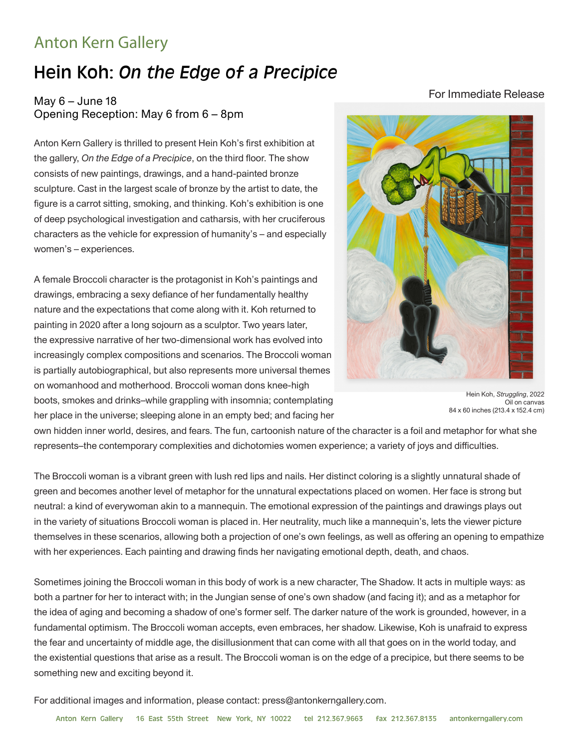Anton Kern Gallery

# Hein Koh: *On the Edge of a Precipice*

For Immediate Release

May 6 – June 18
Opening Reception: May 6 from 6 – 8pm

Anton Kern Gallery is thrilled to present Hein Koh's first exhibition at the gallery, *On the Edge of a Precipice*, on the third floor. The show consists of new paintings, drawings, and a hand-painted bronze sculpture. Cast in the largest scale of bronze by the artist to date, the figure is a carrot sitting, smoking, and thinking. Koh's exhibition is one of deep psychological investigation and catharsis, with her cruciferous characters as the vehicle for expression of humanity's – and especially women's – experiences.

A female Broccoli character is the protagonist in Koh's paintings and drawings, embracing a sexy defiance of her fundamentally healthy nature and the expectations that come along with it. Koh returned to painting in 2020 after a long sojourn as a sculptor. Two years later, the expressive narrative of her two-dimensional work has evolved into increasingly complex compositions and scenarios. The Broccoli woman is partially autobiographical, but also represents more universal themes on womanhood and motherhood. Broccoli woman dons knee-high boots, smokes and drinks–while grappling with insomnia; contemplating her place in the universe; sleeping alone in an empty bed; and facing her own hidden inner world, desires, and fears. The fun, cartoonish nature of the character is a foil and metaphor for what she represents–the contemporary complexities and dichotomies women experience; a variety of joys and difficulties.

Hein Koh, *Struggling*, 2022
Oil on canvas
84 x 60 inches (213.4 x 152.4 cm)

The Broccoli woman is a vibrant green with lush red lips and nails. Her distinct coloring is a slightly unnatural shade of green and becomes another level of metaphor for the unnatural expectations placed on women. Her face is strong but neutral: a kind of everywoman akin to a mannequin. The emotional expression of the paintings and drawings plays out in the variety of situations Broccoli woman is placed in. Her neutrality, much like a mannequin's, lets the viewer picture themselves in these scenarios, allowing both a projection of one's own feelings, as well as offering an opening to empathize with her experiences. Each painting and drawing finds her navigating emotional depth, death, and chaos.

Sometimes joining the Broccoli woman in this body of work is a new character, The Shadow. It acts in multiple ways: as both a partner for her to interact with; in the Jungian sense of one's own shadow (and facing it); and as a metaphor for the idea of aging and becoming a shadow of one's former self. The darker nature of the work is grounded, however, in a fundamental optimism. The Broccoli woman accepts, even embraces, her shadow. Likewise, Koh is unafraid to express the fear and uncertainty of middle age, the disillusionment that can come with all that goes on in the world today, and the existential questions that arise as a result. The Broccoli woman is on the edge of a precipice, but there seems to be something new and exciting beyond it.

For additional images and information, please contact: press@antonkerngallery.com.

Anton Kern Gallery 16 East 55th Street New York, NY 10022 tel 212.367.9663 fax 212.367.8135 antonkerngallery.com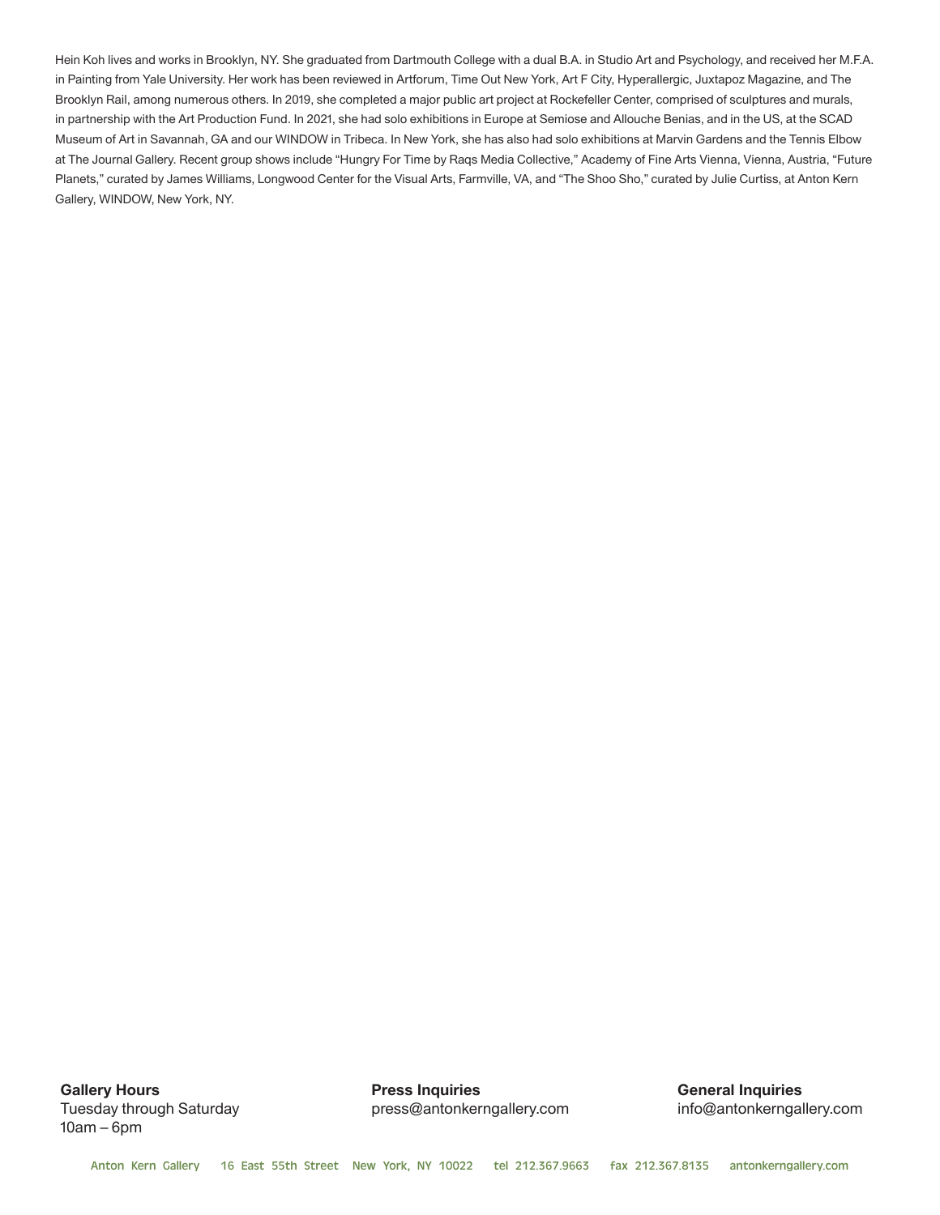Hein Koh lives and works in Brooklyn, NY. She graduated from Dartmouth College with a dual B.A. in Studio Art and Psychology, and received her M.F.A. in Painting from Yale University. Her work has been reviewed in Artforum, Time Out New York, Art F City, Hyperallergic, Juxtapoz Magazine, and The Brooklyn Rail, among numerous others. In 2019, she completed a major public art project at Rockefeller Center, comprised of sculptures and murals, in partnership with the Art Production Fund. In 2021, she had solo exhibitions in Europe at Semiose and Allouche Benias, and in the US, at the SCAD Museum of Art in Savannah, GA and our WINDOW in Tribeca. In New York, she has also had solo exhibitions at Marvin Gardens and the Tennis Elbow at The Journal Gallery. Recent group shows include “Hungry For Time by Raqs Media Collective,” Academy of Fine Arts Vienna, Vienna, Austria, “Future Planets,” curated by James Williams, Longwood Center for the Visual Arts, Farmville, VA, and “The Shoo Sho,” curated by Julie Curtiss, at Anton Kern Gallery, WINDOW, New York, NY.

**Gallery Hours**
Tuesday through Saturday
10am – 6pm

**Press Inquiries**
press@antonkerngallery.com

**General Inquiries**
info@antonkerngallery.com

Anton Kern Gallery 16 East 55th Street New York, NY 10022 tel 212.367.9663 fax 212.367.8135 antonkerngallery.com